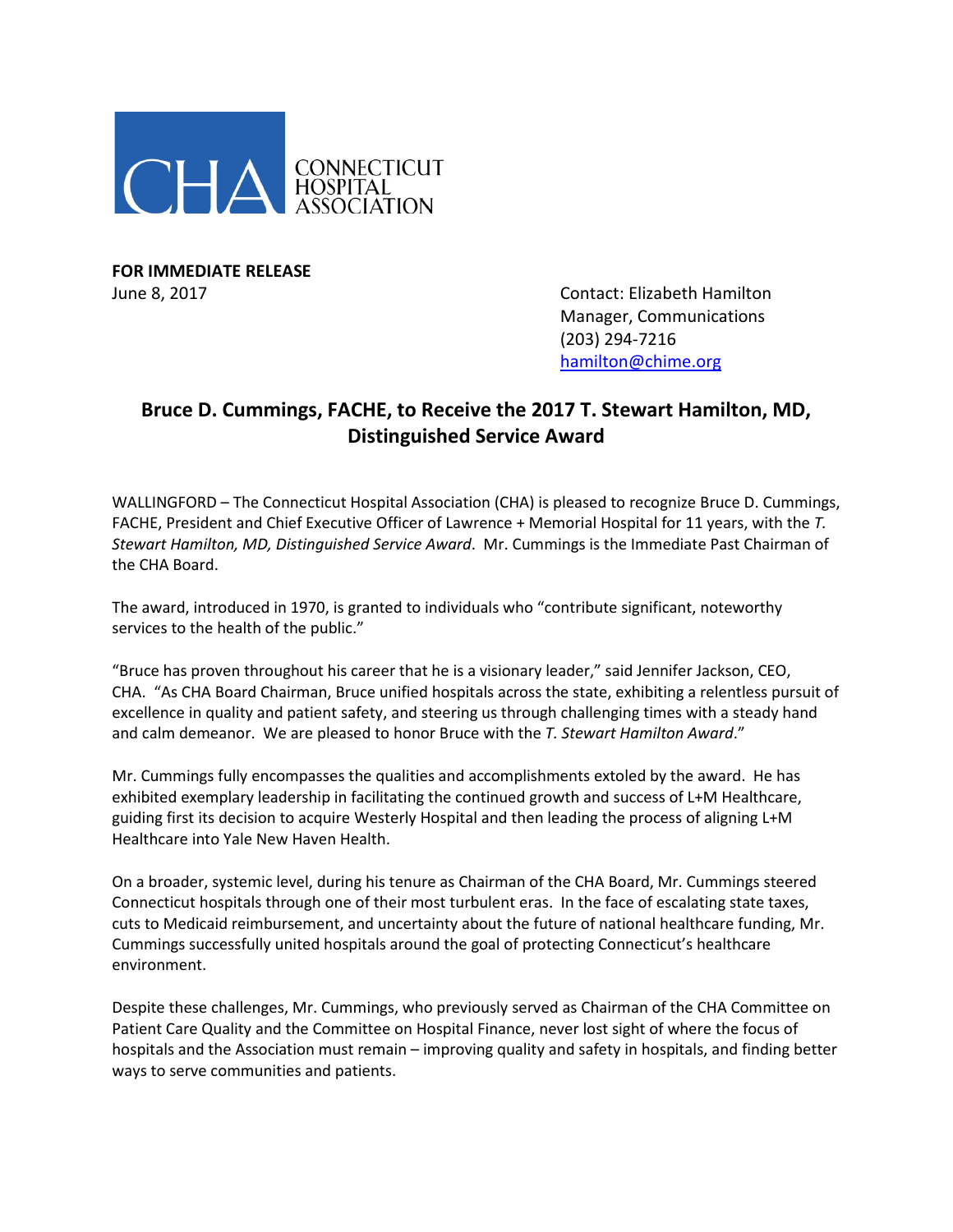CONNECTICUT HOSPITAL ASSOCIATION

**FOR IMMEDIATE RELEASE**
June 8, 2017

Contact: Elizabeth Hamilton
Manager, Communications
(203) 294-7216
hamilton@chime.org

## Bruce D. Cummings, FACHE, to Receive the 2017 T. Stewart Hamilton, MD, Distinguished Service Award

WALLINGFORD – The Connecticut Hospital Association (CHA) is pleased to recognize Bruce D. Cummings, FACHE, President and Chief Executive Officer of Lawrence + Memorial Hospital for 11 years, with the *T. Stewart Hamilton, MD, Distinguished Service Award*. Mr. Cummings is the Immediate Past Chairman of the CHA Board.

The award, introduced in 1970, is granted to individuals who "contribute significant, noteworthy services to the health of the public."

"Bruce has proven throughout his career that he is a visionary leader," said Jennifer Jackson, CEO, CHA. "As CHA Board Chairman, Bruce unified hospitals across the state, exhibiting a relentless pursuit of excellence in quality and patient safety, and steering us through challenging times with a steady hand and calm demeanor. We are pleased to honor Bruce with the *T. Stewart Hamilton Award*."

Mr. Cummings fully encompasses the qualities and accomplishments extoled by the award. He has exhibited exemplary leadership in facilitating the continued growth and success of L+M Healthcare, guiding first its decision to acquire Westerly Hospital and then leading the process of aligning L+M Healthcare into Yale New Haven Health.

On a broader, systemic level, during his tenure as Chairman of the CHA Board, Mr. Cummings steered Connecticut hospitals through one of their most turbulent eras. In the face of escalating state taxes, cuts to Medicaid reimbursement, and uncertainty about the future of national healthcare funding, Mr. Cummings successfully united hospitals around the goal of protecting Connecticut's healthcare environment.

Despite these challenges, Mr. Cummings, who previously served as Chairman of the CHA Committee on Patient Care Quality and the Committee on Hospital Finance, never lost sight of where the focus of hospitals and the Association must remain – improving quality and safety in hospitals, and finding better ways to serve communities and patients.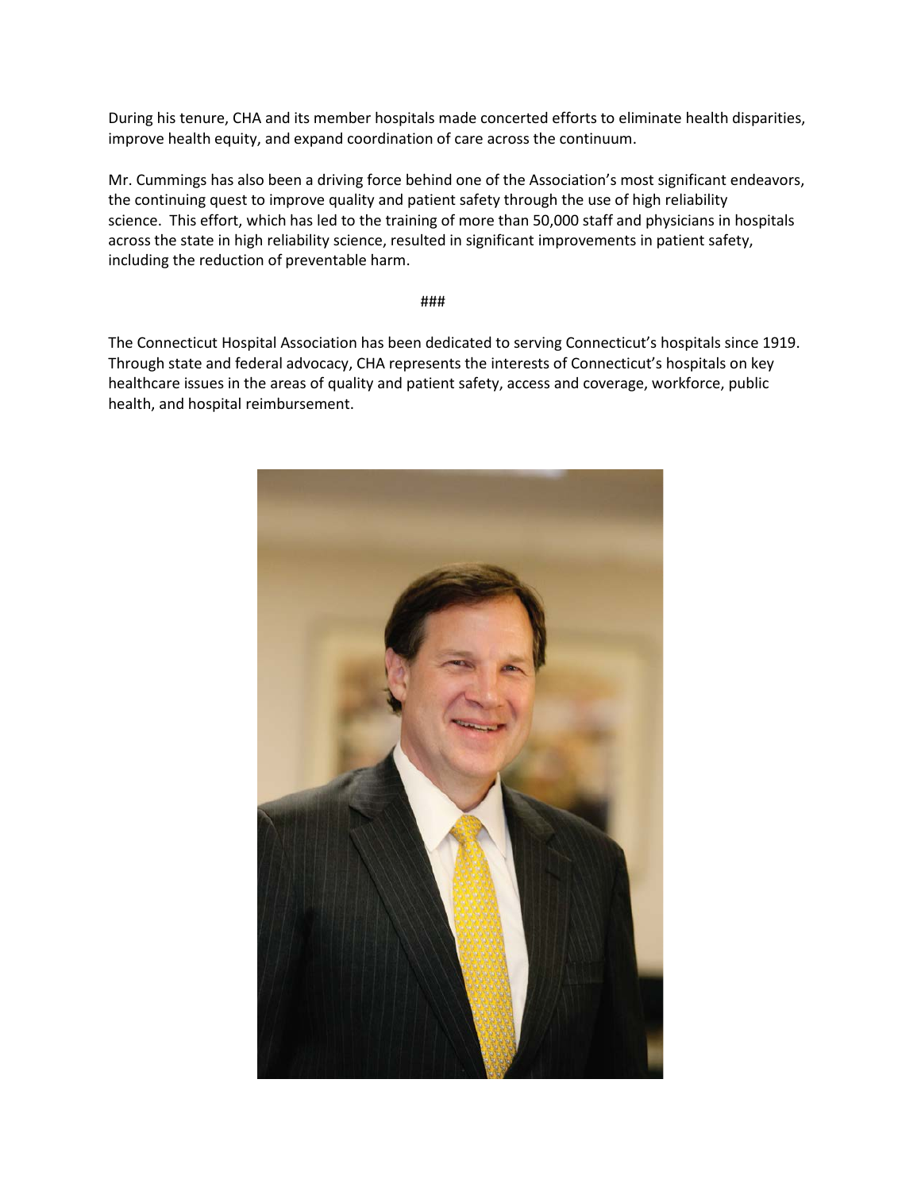During his tenure, CHA and its member hospitals made concerted efforts to eliminate health disparities, improve health equity, and expand coordination of care across the continuum.

Mr. Cummings has also been a driving force behind one of the Association's most significant endeavors, the continuing quest to improve quality and patient safety through the use of high reliability science. This effort, which has led to the training of more than 50,000 staff and physicians in hospitals across the state in high reliability science, resulted in significant improvements in patient safety, including the reduction of preventable harm.

###

The Connecticut Hospital Association has been dedicated to serving Connecticut's hospitals since 1919. Through state and federal advocacy, CHA represents the interests of Connecticut's hospitals on key healthcare issues in the areas of quality and patient safety, access and coverage, workforce, public health, and hospital reimbursement.